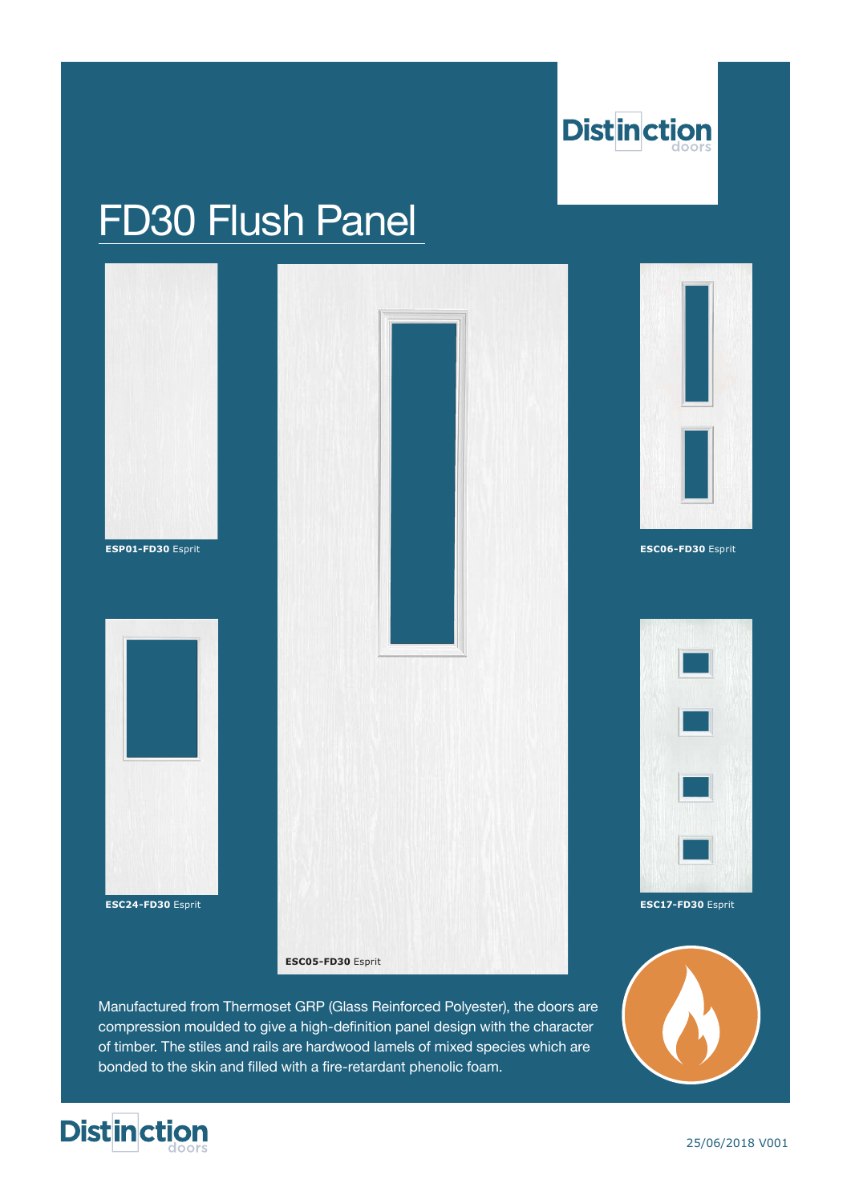# FD30 Flush Panel

**ESP01-FD30** Esprit

**ESC06-FD30** Esprit

**ESC24-FD30** Esprit

**ESC17-FD30** Esprit

**ESC05-FD30** Esprit

Manufactured from Thermoset GRP (Glass Reinforced Polyester), the doors are compression moulded to give a high-definition panel design with the character of timber. The stiles and rails are hardwood lamels of mixed species which are bonded to the skin and filled with a fire-retardant phenolic foam.

25/06/2018 V001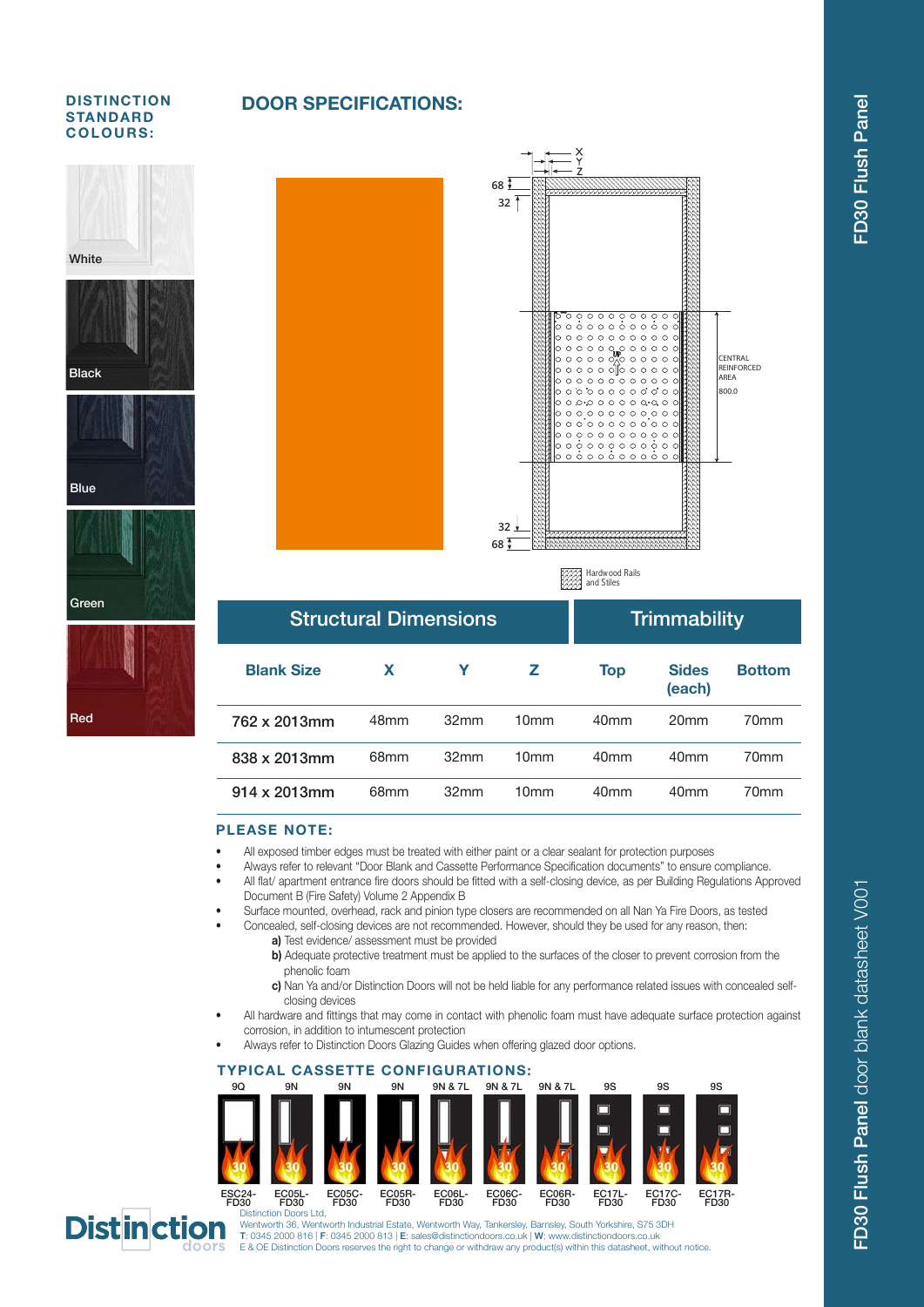**DISTINCTION STANDARD COLOURS:**

White

Black

Blue

Green

Red

## DOOR SPECIFICATIONS:

X
Y
Z
68
32
CENTRAL REINFORCED AREA
800.0
32
68
Hardwood Rails and Stiles

| Structural Dimensions | | | | Trimmability | | |
|---|---|---|---|---|---|---|
| **Blank Size** | **X** | **Y** | **Z** | **Top** | **Sides (each)** | **Bottom** |
| 762 x 2013mm | 48mm | 32mm | 10mm | 40mm | 20mm | 70mm |
| 838 x 2013mm | 68mm | 32mm | 10mm | 40mm | 40mm | 70mm |
| 914 x 2013mm | 68mm | 32mm | 10mm | 40mm | 40mm | 70mm |

### PLEASE NOTE:

- All exposed timber edges must be treated with either paint or a clear sealant for protection purposes
- Always refer to relevant "Door Blank and Cassette Performance Specification documents" to ensure compliance.
- All flat/ apartment entrance fire doors should be fitted with a self-closing device, as per Building Regulations Approved Document B (Fire Safety) Volume 2 Appendix B
- Surface mounted, overhead, rack and pinion type closers are recommended on all Nan Ya Fire Doors, as tested
- Concealed, self-closing devices are not recommended. However, should they be used for any reason, then:
  - **a)** Test evidence/ assessment must be provided
  - **b)** Adequate protective treatment must be applied to the surfaces of the closer to prevent corrosion from the phenolic foam
  - **c)** Nan Ya and/or Distinction Doors will not be held liable for any performance related issues with concealed self-closing devices
- All hardware and fittings that may come in contact with phenolic foam must have adequate surface protection against corrosion, in addition to intumescent protection
- Always refer to Distinction Doors Glazing Guides when offering glazed door options.

### TYPICAL CASSETTE CONFIGURATIONS:

| 9Q | 9N | 9N | 9N | 9N & 7L | 9N & 7L | 9N & 7L | 9S | 9S | 9S |
|---|---|---|---|---|---|---|---|---|---|
| ESC24-FD30 | EC05L-FD30 | EC05C-FD30 | EC05R-FD30 | EC06L-FD30 | EC06C-FD30 | EC06R-FD30 | EC17L-FD30 | EC17C-FD30 | EC17R-FD30 |

Distinction Doors Ltd,
Wentworth 36, Wentworth Industrial Estate, Wentworth Way, Tankersley, Barnsley, South Yorkshire, S75 3DH
T: 0345 2000 816 | F: 0345 2000 813 | E: sales@distinctiondoors.co.uk | W: www.distinctiondoors.co.uk
E & OE Distinction Doors reserves the right to change or withdraw any product(s) within this datasheet, without notice.